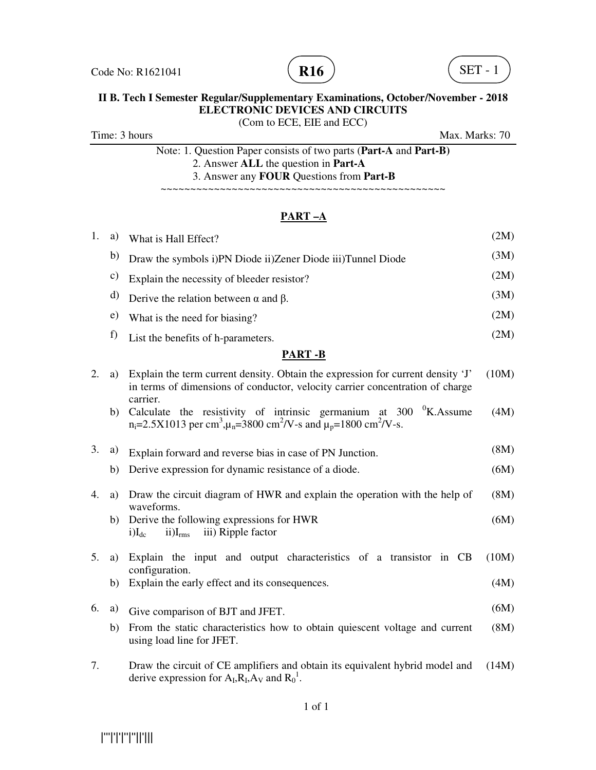Code No: R1621041 **R16** SET - 1

**II B. Tech I Semester Regular/Supplementary Examinations, October/November - 2018**
**ELECTRONIC DEVICES AND CIRCUITS**
(Com to ECE, EIE and ECC)

Time: 3 hours Max. Marks: 70

Note: 1. Question Paper consists of two parts (**Part-A** and **Part-B)**
2. Answer **ALL** the question in **Part-A**
3. Answer any **FOUR** Questions from **Part-B**

~~~~~~~~~~~~~~~~~~~~~~~~~~~~~~~~~~~~~~~~~~~~~~~~~~~~

## PART –A

1. a) What is Hall Effect? (2M)
   b) Draw the symbols i)PN Diode ii)Zener Diode iii)Tunnel Diode (3M)
   c) Explain the necessity of bleeder resistor? (2M)
   d) Derive the relation between $\alpha$ and $\beta$. (3M)
   e) What is the need for biasing? (2M)
   f) List the benefits of h-parameters. (2M)

## PART -B

2. a) Explain the term current density. Obtain the expression for current density 'J' in terms of dimensions of conductor, velocity carrier concentration of charge carrier. (10M)
   b) Calculate the resistivity of intrinsic germanium at 300 $^0$K.Assume $n_i$=2.5X1013 per cm$^3$,$\mu_n$=3800 cm$^2$/V-s and $\mu_p$=1800 cm$^2$/V-s. (4M)

3. a) Explain forward and reverse bias in case of PN Junction. (8M)
   b) Derive expression for dynamic resistance of a diode. (6M)

4. a) Draw the circuit diagram of HWR and explain the operation with the help of waveforms. (8M)
   b) Derive the following expressions for HWR (6M)
   i)$I_{dc}$ ii)$I_{rms}$ iii) Ripple factor

5. a) Explain the input and output characteristics of a transistor in CB configuration. (10M)
   b) Explain the early effect and its consequences. (4M)

6. a) Give comparison of BJT and JFET. (6M)
   b) From the static characteristics how to obtain quiescent voltage and current using load line for JFET. (8M)

7. Draw the circuit of CE amplifiers and obtain its equivalent hybrid model and derive expression for $A_I$,$R_I$,$A_V$ and $R_0^1$. (14M)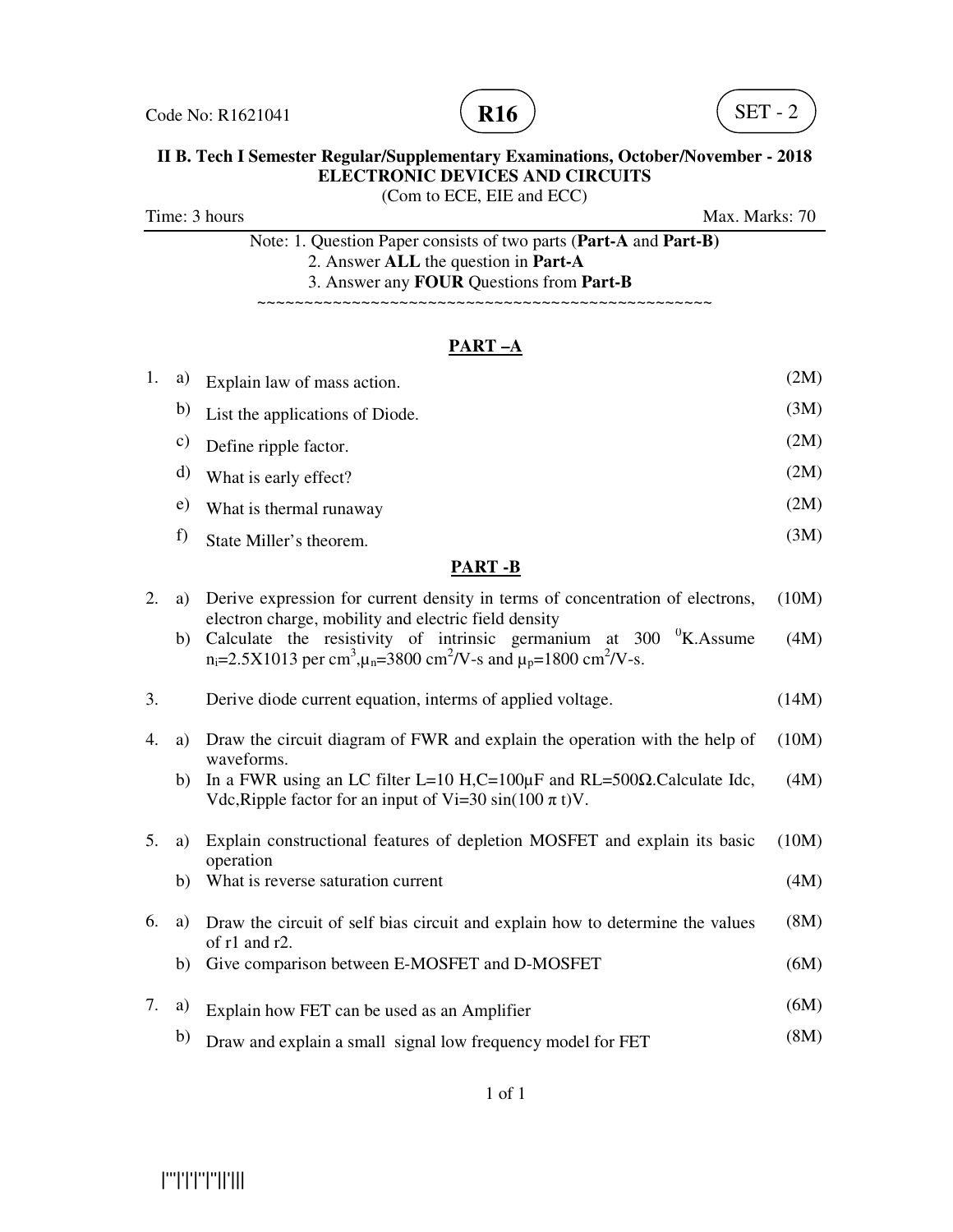Code No: R1621041 **R16** SET - 2

**II B. Tech I Semester Regular/Supplementary Examinations, October/November - 2018**
**ELECTRONIC DEVICES AND CIRCUITS**
(Com to ECE, EIE and ECC)

Time: 3 hours Max. Marks: 70

Note: 1. Question Paper consists of two parts (**Part-A** and **Part-B)**
2. Answer **ALL** the question in **Part-A**
3. Answer any **FOUR** Questions from **Part-B**

~~~~~~~~~~~~~~~~~~~~~~~~~~~~~~~~~~~~~~~~~~~~~~~~~~

## PART –A

1. a) Explain law of mass action. (2M)
   b) List the applications of Diode. (3M)
   c) Define ripple factor. (2M)
   d) What is early effect? (2M)
   e) What is thermal runaway (2M)
   f) State Miller's theorem. (3M)

## PART -B

2. a) Derive expression for current density in terms of concentration of electrons, electron charge, mobility and electric field density (10M)
   b) Calculate the resistivity of intrinsic germanium at 300 $^{0}$K.Assume $n_i$=2.5X1013 per $cm^3$,$\mu_n$=3800 $cm^2$/V-s and $\mu_p$=1800 $cm^2$/V-s. (4M)

3. Derive diode current equation, interms of applied voltage. (14M)

4. a) Draw the circuit diagram of FWR and explain the operation with the help of waveforms. (10M)
   b) In a FWR using an LC filter L=10 H,C=100μF and RL=500Ω.Calculate Idc, Vdc,Ripple factor for an input of Vi=30 sin(100 π t)V. (4M)

5. a) Explain constructional features of depletion MOSFET and explain its basic operation (10M)
   b) What is reverse saturation current (4M)

6. a) Draw the circuit of self bias circuit and explain how to determine the values of r1 and r2. (8M)
   b) Give comparison between E-MOSFET and D-MOSFET (6M)

7. a) Explain how FET can be used as an Amplifier (6M)
   b) Draw and explain a small signal low frequency model for FET (8M)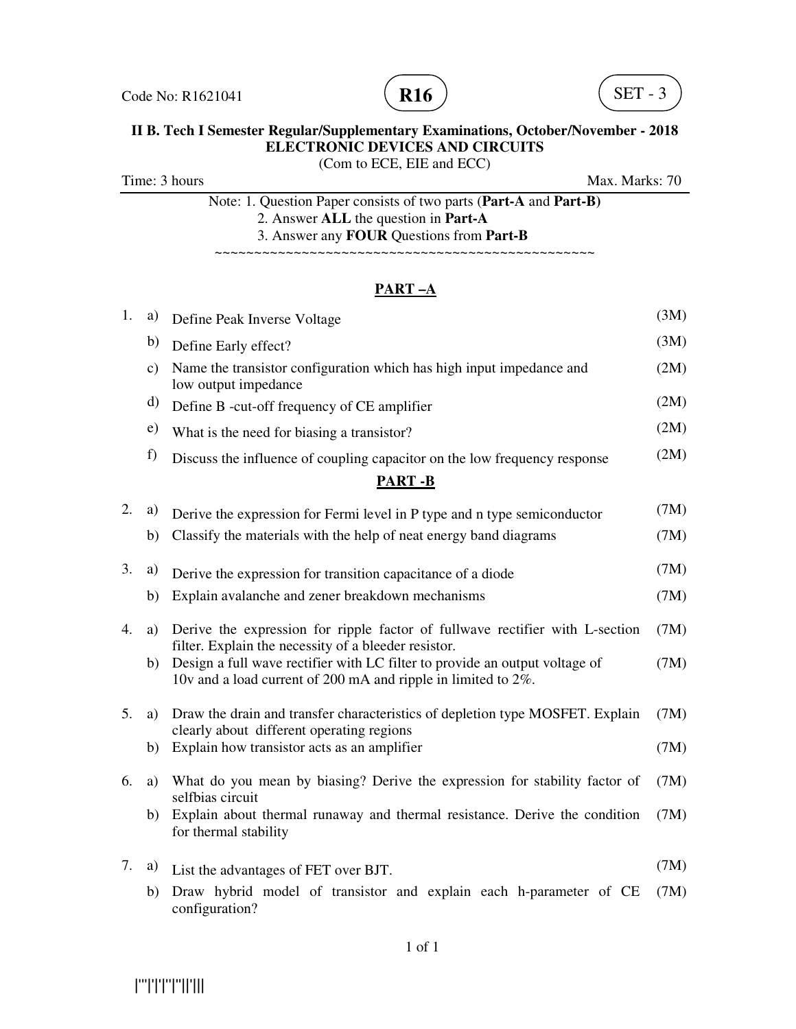Code No: R1621041 **R16** SET - 3

**II B. Tech I Semester Regular/Supplementary Examinations, October/November - 2018**
**ELECTRONIC DEVICES AND CIRCUITS**
(Com to ECE, EIE and ECC)

Time: 3 hours Max. Marks: 70

Note: 1. Question Paper consists of two parts (**Part-A** and **Part-B)**
2. Answer **ALL** the question in **Part-A**
3. Answer any **FOUR** Questions from **Part-B**

~~~~~~~~~~~~~~~~~~~~~~~~~~~~~~~~~~~~~~~~~~~~~~~~~~~~

## PART –A

1. a) Define Peak Inverse Voltage (3M)
   b) Define Early effect? (3M)
   c) Name the transistor configuration which has high input impedance and low output impedance (2M)
   d) Define B -cut-off frequency of CE amplifier (2M)
   e) What is the need for biasing a transistor? (2M)
   f) Discuss the influence of coupling capacitor on the low frequency response (2M)

## PART -B

2. a) Derive the expression for Fermi level in P type and n type semiconductor (7M)
   b) Classify the materials with the help of neat energy band diagrams (7M)

3. a) Derive the expression for transition capacitance of a diode (7M)
   b) Explain avalanche and zener breakdown mechanisms (7M)

4. a) Derive the expression for ripple factor of fullwave rectifier with L-section filter. Explain the necessity of a bleeder resistor. (7M)
   b) Design a full wave rectifier with LC filter to provide an output voltage of 10v and a load current of 200 mA and ripple in limited to 2%. (7M)

5. a) Draw the drain and transfer characteristics of depletion type MOSFET. Explain clearly about different operating regions (7M)
   b) Explain how transistor acts as an amplifier (7M)

6. a) What do you mean by biasing? Derive the expression for stability factor of selfbias circuit (7M)
   b) Explain about thermal runaway and thermal resistance. Derive the condition for thermal stability (7M)

7. a) List the advantages of FET over BJT. (7M)
   b) Draw hybrid model of transistor and explain each h-parameter of CE configuration? (7M)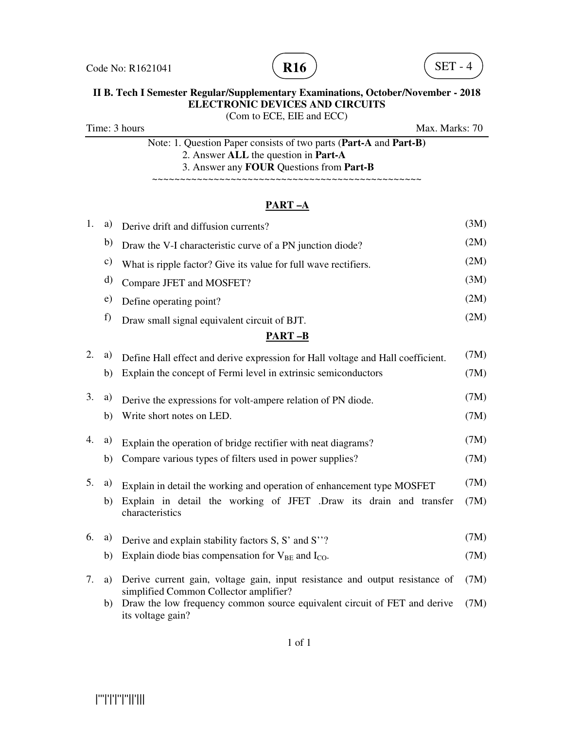Code No: R1621041 **R16** SET - 4

**II B. Tech I Semester Regular/Supplementary Examinations, October/November - 2018**
**ELECTRONIC DEVICES AND CIRCUITS**
(Com to ECE, EIE and ECC)

Time: 3 hours Max. Marks: 70

Note: 1. Question Paper consists of two parts (**Part-A** and **Part-B**)
2. Answer **ALL** the question in **Part-A**
3. Answer any **FOUR** Questions from **Part-B**

~~~~~~~~~~~~~~~~~~~~~~~~~~~~~~~~~~~~~~~~~~~~~~~~~~~~

## PART –A

| | | | |
|---|---|---|---|
| 1. | a) | Derive drift and diffusion currents? | (3M) |
| | b) | Draw the V-I characteristic curve of a PN junction diode? | (2M) |
| | c) | What is ripple factor? Give its value for full wave rectifiers. | (2M) |
| | d) | Compare JFET and MOSFET? | (3M) |
| | e) | Define operating point? | (2M) |
| | f) | Draw small signal equivalent circuit of BJT. | (2M) |

## PART –B

| | | | |
|---|---|---|---|
| 2. | a) | Define Hall effect and derive expression for Hall voltage and Hall coefficient. | (7M) |
| | b) | Explain the concept of Fermi level in extrinsic semiconductors | (7M) |
| 3. | a) | Derive the expressions for volt-ampere relation of PN diode. | (7M) |
| | b) | Write short notes on LED. | (7M) |
| 4. | a) | Explain the operation of bridge rectifier with neat diagrams? | (7M) |
| | b) | Compare various types of filters used in power supplies? | (7M) |
| 5. | a) | Explain in detail the working and operation of enhancement type MOSFET | (7M) |
| | b) | Explain in detail the working of JFET .Draw its drain and transfer characteristics | (7M) |
| 6. | a) | Derive and explain stability factors S, S’ and S’’? | (7M) |
| | b) | Explain diode bias compensation for $V_{BE}$ and $I_{CO}$. | (7M) |
| 7. | a) | Derive current gain, voltage gain, input resistance and output resistance of simplified Common Collector amplifier? | (7M) |
| | b) | Draw the low frequency common source equivalent circuit of FET and derive its voltage gain? | (7M) |